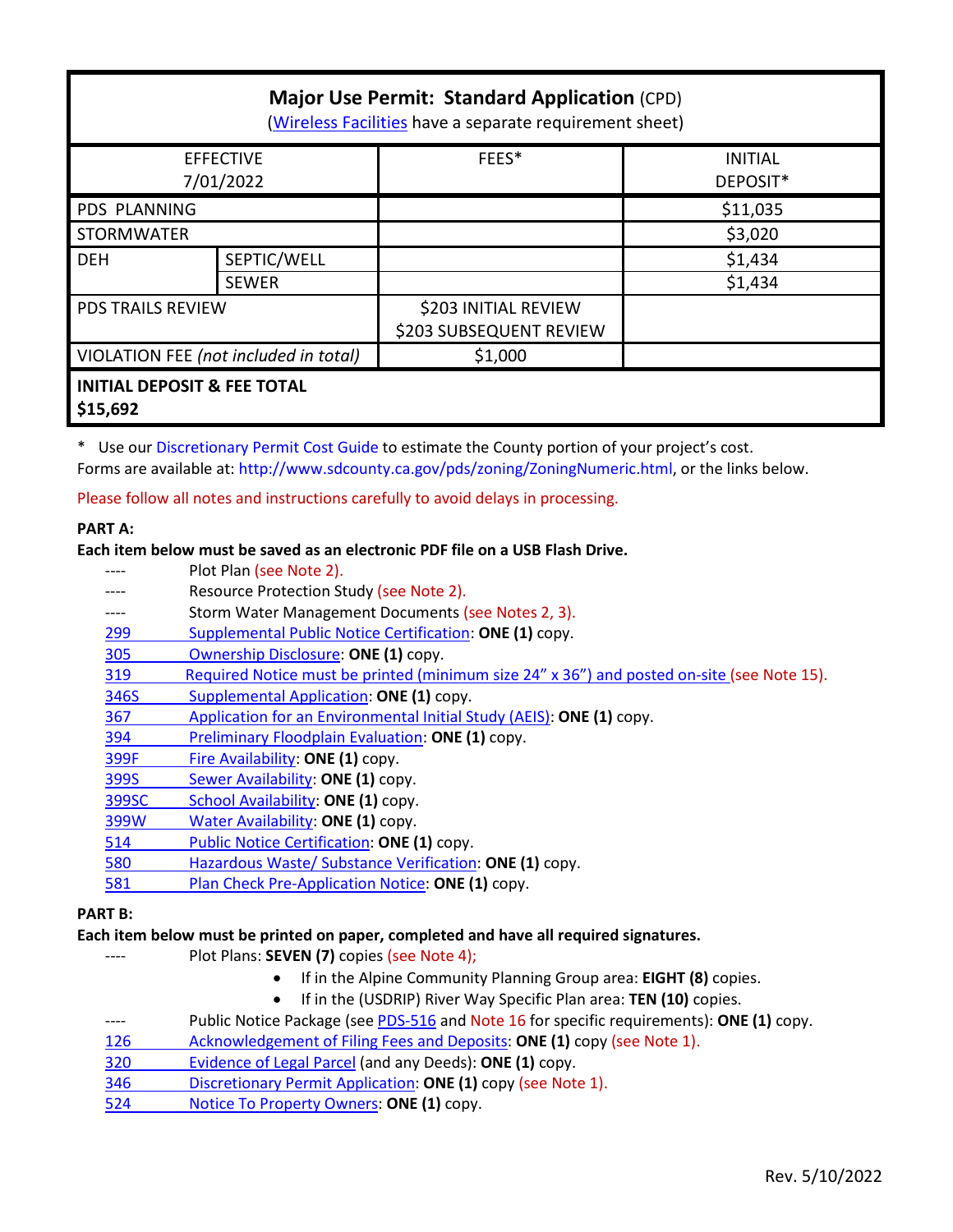# Major Use Permit: Standard Application (CPD)

(Wireless Facilities have a separate requirement sheet)

| EFFECTIVE 7/01/2022 | | FEES* | INITIAL DEPOSIT* |
|---|---|---|---|
| PDS PLANNING | | | $11,035 |
| STORMWATER | | | $3,020 |
| DEH | SEPTIC/WELL | | $1,434 |
| | SEWER | | $1,434 |
| PDS TRAILS REVIEW | | $203 INITIAL REVIEW<br>$203 SUBSEQUENT REVIEW | |
| VIOLATION FEE *(not included in total)* | | $1,000 | |
| **INITIAL DEPOSIT & FEE TOTAL $15,692** | | | |

\* Use our Discretionary Permit Cost Guide to estimate the County portion of your project's cost.
Forms are available at: http://www.sdcounty.ca.gov/pds/zoning/ZoningNumeric.html, or the links below.

Please follow all notes and instructions carefully to avoid delays in processing.

**PART A:**

**Each item below must be saved as an electronic PDF file on a USB Flash Drive.**

- ---- Plot Plan (see Note 2).
- ---- Resource Protection Study (see Note 2).
- ---- Storm Water Management Documents (see Notes 2, 3).
- 299 Supplemental Public Notice Certification: **ONE (1)** copy.
- 305 Ownership Disclosure: **ONE (1)** copy.
- 319 Required Notice must be printed (minimum size 24" x 36") and posted on-site (see Note 15).
- 346S Supplemental Application: **ONE (1)** copy.
- 367 Application for an Environmental Initial Study (AEIS): **ONE (1)** copy.
- 394 Preliminary Floodplain Evaluation: **ONE (1)** copy.
- 399F Fire Availability: **ONE (1)** copy.
- 399S Sewer Availability: **ONE (1)** copy.
- 399SC School Availability: **ONE (1)** copy.
- 399W Water Availability: **ONE (1)** copy.
- 514 Public Notice Certification: **ONE (1)** copy.
- 580 Hazardous Waste/ Substance Verification: **ONE (1)** copy.
- 581 Plan Check Pre-Application Notice: **ONE (1)** copy.

**PART B:**

**Each item below must be printed on paper, completed and have all required signatures.**

- ---- Plot Plans: **SEVEN (7)** copies (see Note 4);
  - If in the Alpine Community Planning Group area: **EIGHT (8)** copies.
  - If in the (USDRIP) River Way Specific Plan area: **TEN (10)** copies.
- ---- Public Notice Package (see PDS-516 and Note 16 for specific requirements): **ONE (1)** copy.
- 126 Acknowledgement of Filing Fees and Deposits: **ONE (1)** copy (see Note 1).
- 320 Evidence of Legal Parcel (and any Deeds): **ONE (1)** copy.
- 346 Discretionary Permit Application: **ONE (1)** copy (see Note 1).
- 524 Notice To Property Owners: **ONE (1)** copy.

Rev. 5/10/2022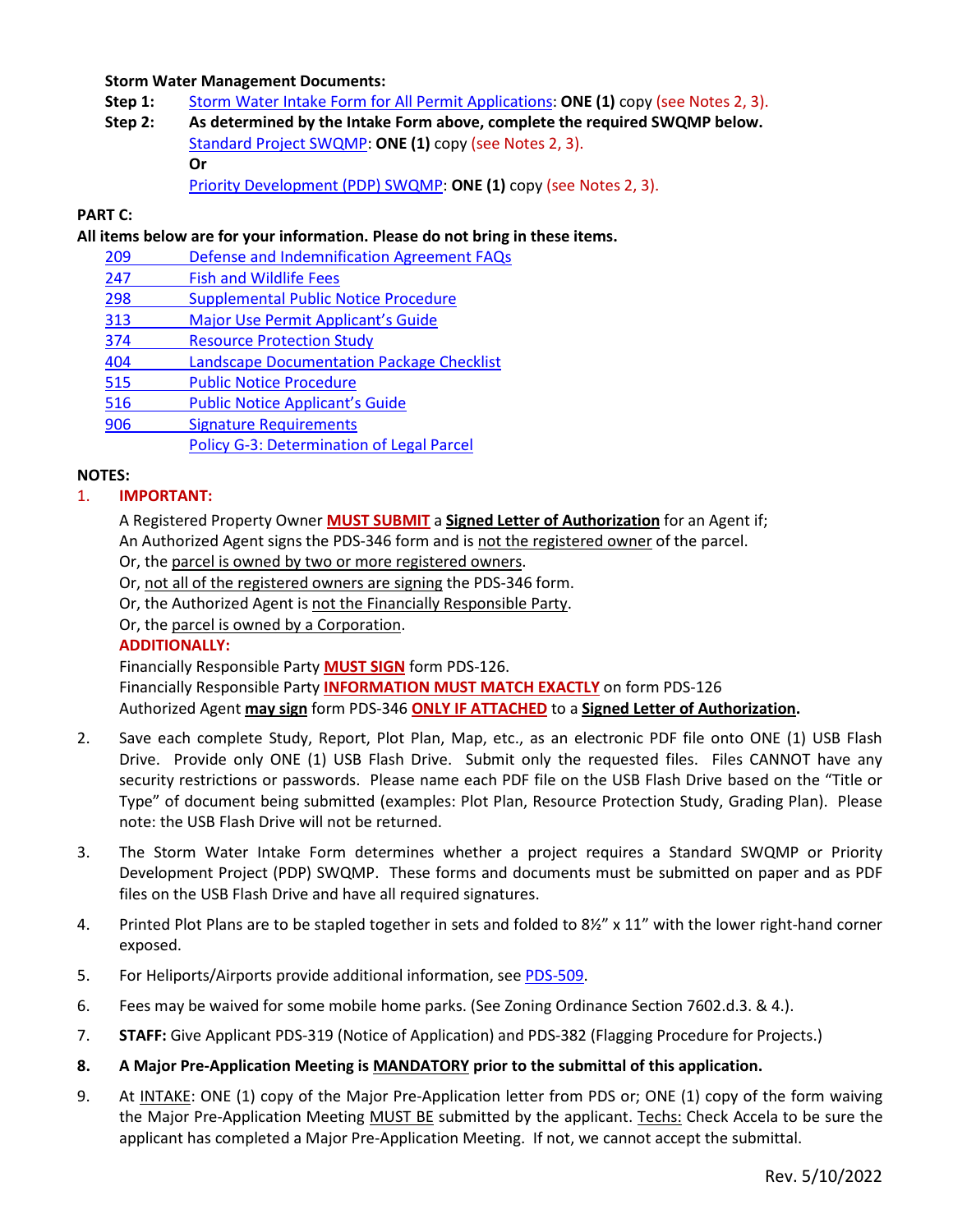**Storm Water Management Documents:**

**Step 1:** Storm Water Intake Form for All Permit Applications: **ONE (1)** copy (see Notes 2, 3).

**Step 2:** **As determined by the Intake Form above, complete the required SWQMP below.**

Standard Project SWQMP: **ONE (1)** copy (see Notes 2, 3).

**Or**

Priority Development (PDP) SWQMP: **ONE (1)** copy (see Notes 2, 3).

**PART C:**

**All items below are for your information. Please do not bring in these items.**

- 209 Defense and Indemnification Agreement FAQs
- 247 Fish and Wildlife Fees
- 298 Supplemental Public Notice Procedure
- 313 Major Use Permit Applicant's Guide
- 374 Resource Protection Study
- 404 Landscape Documentation Package Checklist
- 515 Public Notice Procedure
- 516 Public Notice Applicant's Guide
- 906 Signature Requirements
- Policy G-3: Determination of Legal Parcel

**NOTES:**

1. **IMPORTANT:**

   A Registered Property Owner **MUST SUBMIT** a **Signed Letter of Authorization** for an Agent if;
   An Authorized Agent signs the PDS-346 form and is not the registered owner of the parcel.
   Or, the parcel is owned by two or more registered owners.
   Or, not all of the registered owners are signing the PDS-346 form.
   Or, the Authorized Agent is not the Financially Responsible Party.
   Or, the parcel is owned by a Corporation.

   **ADDITIONALLY:**

   Financially Responsible Party **MUST SIGN** form PDS-126.
   Financially Responsible Party **INFORMATION MUST MATCH EXACTLY** on form PDS-126
   Authorized Agent **may sign** form PDS-346 **ONLY IF ATTACHED** to a **Signed Letter of Authorization.**

2. Save each complete Study, Report, Plot Plan, Map, etc., as an electronic PDF file onto ONE (1) USB Flash Drive. Provide only ONE (1) USB Flash Drive. Submit only the requested files. Files CANNOT have any security restrictions or passwords. Please name each PDF file on the USB Flash Drive based on the "Title or Type" of document being submitted (examples: Plot Plan, Resource Protection Study, Grading Plan). Please note: the USB Flash Drive will not be returned.

3. The Storm Water Intake Form determines whether a project requires a Standard SWQMP or Priority Development Project (PDP) SWQMP. These forms and documents must be submitted on paper and as PDF files on the USB Flash Drive and have all required signatures.

4. Printed Plot Plans are to be stapled together in sets and folded to 8½" x 11" with the lower right-hand corner exposed.

5. For Heliports/Airports provide additional information, see PDS-509.

6. Fees may be waived for some mobile home parks. (See Zoning Ordinance Section 7602.d.3. & 4.).

7. **STAFF:** Give Applicant PDS-319 (Notice of Application) and PDS-382 (Flagging Procedure for Projects.)

8. **A Major Pre-Application Meeting is MANDATORY prior to the submittal of this application.**

9. At INTAKE: ONE (1) copy of the Major Pre-Application letter from PDS or; ONE (1) copy of the form waiving the Major Pre-Application Meeting MUST BE submitted by the applicant. Techs: Check Accela to be sure the applicant has completed a Major Pre-Application Meeting. If not, we cannot accept the submittal.

Rev. 5/10/2022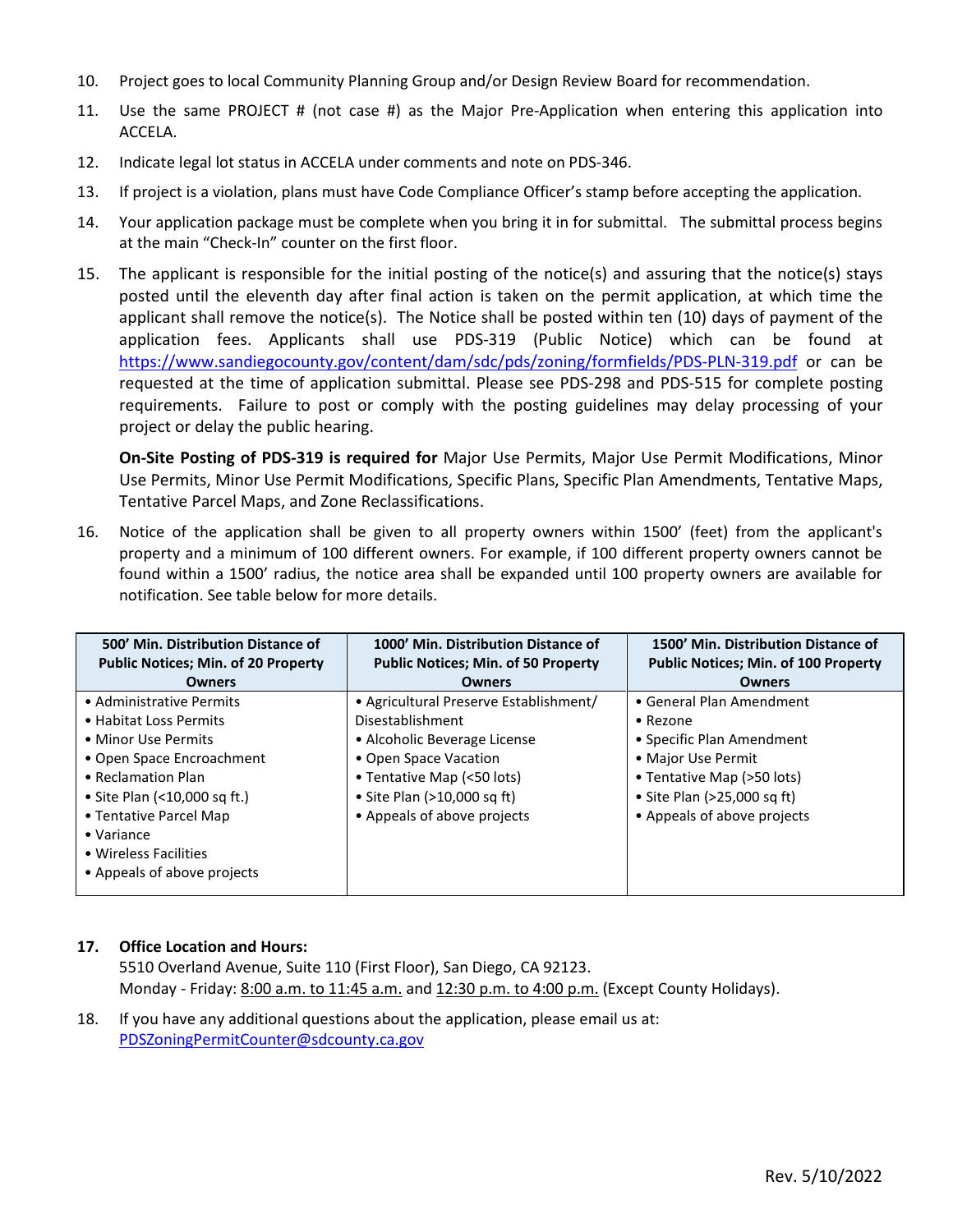10. Project goes to local Community Planning Group and/or Design Review Board for recommendation.
11. Use the same PROJECT # (not case #) as the Major Pre-Application when entering this application into ACCELA.
12. Indicate legal lot status in ACCELA under comments and note on PDS-346.
13. If project is a violation, plans must have Code Compliance Officer's stamp before accepting the application.
14. Your application package must be complete when you bring it in for submittal. The submittal process begins at the main "Check-In" counter on the first floor.
15. The applicant is responsible for the initial posting of the notice(s) and assuring that the notice(s) stays posted until the eleventh day after final action is taken on the permit application, at which time the applicant shall remove the notice(s). The Notice shall be posted within ten (10) days of payment of the application fees. Applicants shall use PDS-319 (Public Notice) which can be found at https://www.sandiegocounty.gov/content/dam/sdc/pds/zoning/formfields/PDS-PLN-319.pdf or can be requested at the time of application submittal. Please see PDS-298 and PDS-515 for complete posting requirements. Failure to post or comply with the posting guidelines may delay processing of your project or delay the public hearing.

    **On-Site Posting of PDS-319 is required for** Major Use Permits, Major Use Permit Modifications, Minor Use Permits, Minor Use Permit Modifications, Specific Plans, Specific Plan Amendments, Tentative Maps, Tentative Parcel Maps, and Zone Reclassifications.

16. Notice of the application shall be given to all property owners within 1500' (feet) from the applicant's property and a minimum of 100 different owners. For example, if 100 different property owners cannot be found within a 1500' radius, the notice area shall be expanded until 100 property owners are available for notification. See table below for more details.

| 500' Min. Distribution Distance of Public Notices; Min. of 20 Property Owners | 1000' Min. Distribution Distance of Public Notices; Min. of 50 Property Owners | 1500' Min. Distribution Distance of Public Notices; Min. of 100 Property Owners |
|---|---|---|
| • Administrative Permits<br>• Habitat Loss Permits<br>• Minor Use Permits<br>• Open Space Encroachment<br>• Reclamation Plan<br>• Site Plan (<10,000 sq ft.)<br>• Tentative Parcel Map<br>• Variance<br>• Wireless Facilities<br>• Appeals of above projects | • Agricultural Preserve Establishment/ Disestablishment<br>• Alcoholic Beverage License<br>• Open Space Vacation<br>• Tentative Map (<50 lots)<br>• Site Plan (>10,000 sq ft)<br>• Appeals of above projects | • General Plan Amendment<br>• Rezone<br>• Specific Plan Amendment<br>• Major Use Permit<br>• Tentative Map (>50 lots)<br>• Site Plan (>25,000 sq ft)<br>• Appeals of above projects |

17. **Office Location and Hours:**
    5510 Overland Avenue, Suite 110 (First Floor), San Diego, CA 92123.
    Monday - Friday: 8:00 a.m. to 11:45 a.m. and 12:30 p.m. to 4:00 p.m. (Except County Holidays).
18. If you have any additional questions about the application, please email us at:
    PDSZoningPermitCounter@sdcounty.ca.gov

Rev. 5/10/2022